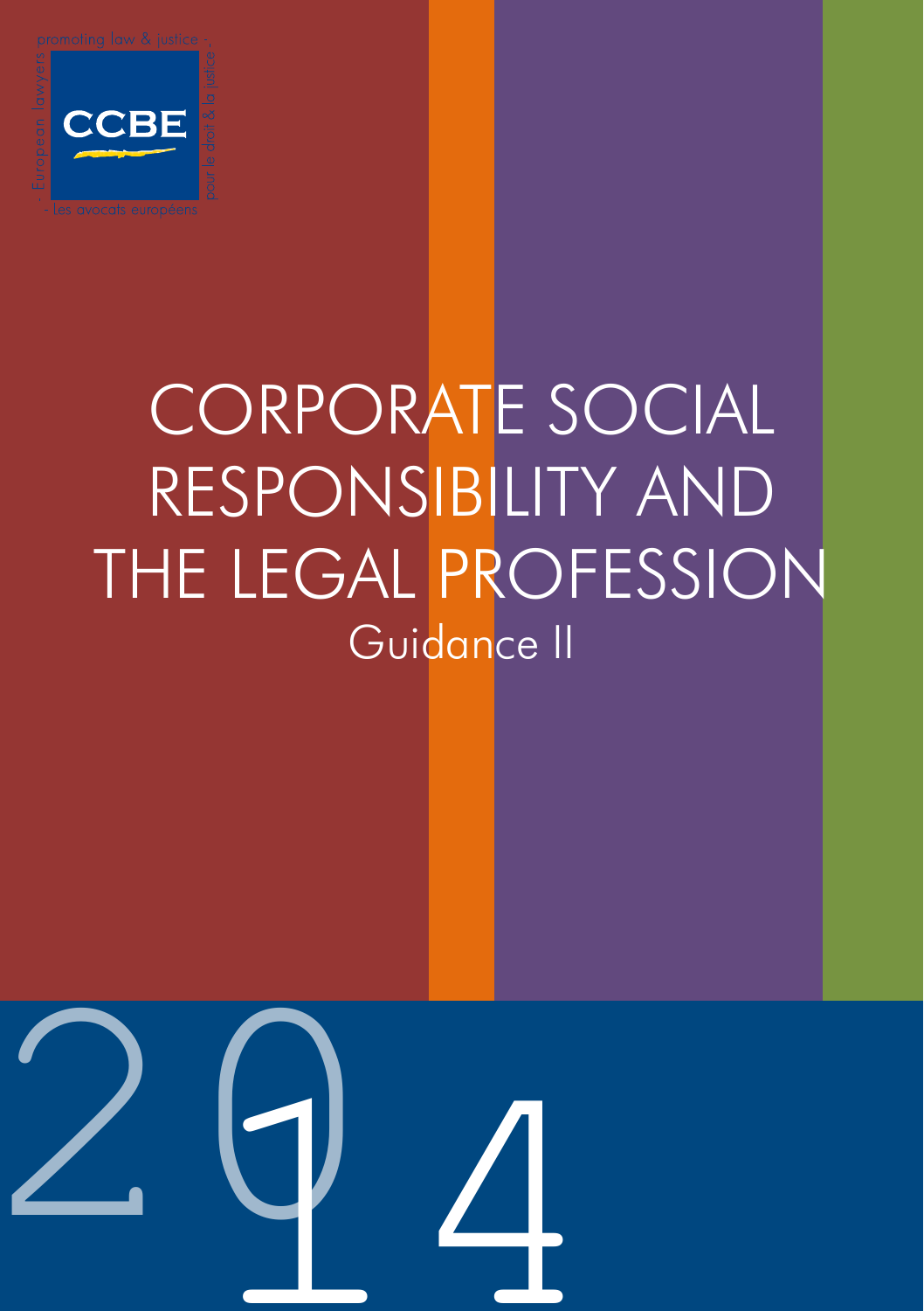promoting law & justice - European lawyers - les avocats européens - pour le droit & la justice

CCBE

# CORPORATE SOCIAL RESPONSIBILITY AND THE LEGAL PROFESSION

## Guidance II

2014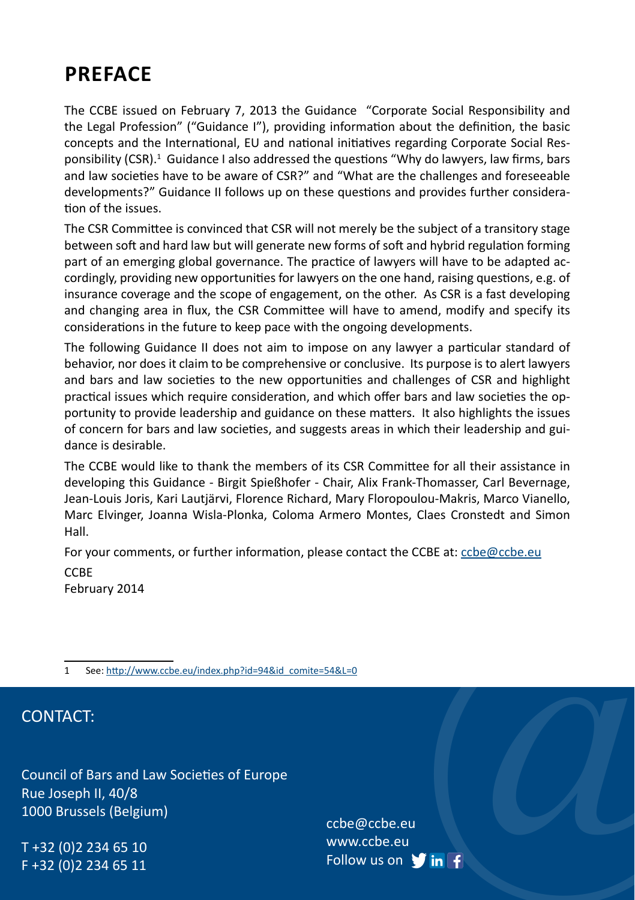# PREFACE

The CCBE issued on February 7, 2013 the Guidance "Corporate Social Responsibility and the Legal Profession" ("Guidance I"), providing information about the definition, the basic concepts and the International, EU and national initiatives regarding Corporate Social Responsibility (CSR).[1] Guidance I also addressed the questions "Why do lawyers, law firms, bars and law societies have to be aware of CSR?" and "What are the challenges and foreseeable developments?" Guidance II follows up on these questions and provides further consideration of the issues.

The CSR Committee is convinced that CSR will not merely be the subject of a transitory stage between soft and hard law but will generate new forms of soft and hybrid regulation forming part of an emerging global governance. The practice of lawyers will have to be adapted accordingly, providing new opportunities for lawyers on the one hand, raising questions, e.g. of insurance coverage and the scope of engagement, on the other. As CSR is a fast developing and changing area in flux, the CSR Committee will have to amend, modify and specify its considerations in the future to keep pace with the ongoing developments.

The following Guidance II does not aim to impose on any lawyer a particular standard of behavior, nor does it claim to be comprehensive or conclusive. Its purpose is to alert lawyers and bars and law societies to the new opportunities and challenges of CSR and highlight practical issues which require consideration, and which offer bars and law societies the opportunity to provide leadership and guidance on these matters. It also highlights the issues of concern for bars and law societies, and suggests areas in which their leadership and guidance is desirable.

The CCBE would like to thank the members of its CSR Committee for all their assistance in developing this Guidance - Birgit Spießhofer - Chair, Alix Frank-Thomasser, Carl Bevernage, Jean-Louis Joris, Kari Lautjärvi, Florence Richard, Mary Floropoulou-Makris, Marco Vianello, Marc Elvinger, Joanna Wisla-Plonka, Coloma Armero Montes, Claes Cronstedt and Simon Hall.

For your comments, or further information, please contact the CCBE at: ccbe@ccbe.eu

CCBE
February 2014

1 See: http://www.ccbe.eu/index.php?id=94&id_comite=54&L=0

## CONTACT:

Council of Bars and Law Societies of Europe
Rue Joseph II, 40/8
1000 Brussels (Belgium)

T +32 (0)2 234 65 10
F +32 (0)2 234 65 11

ccbe@ccbe.eu
www.ccbe.eu
Follow us on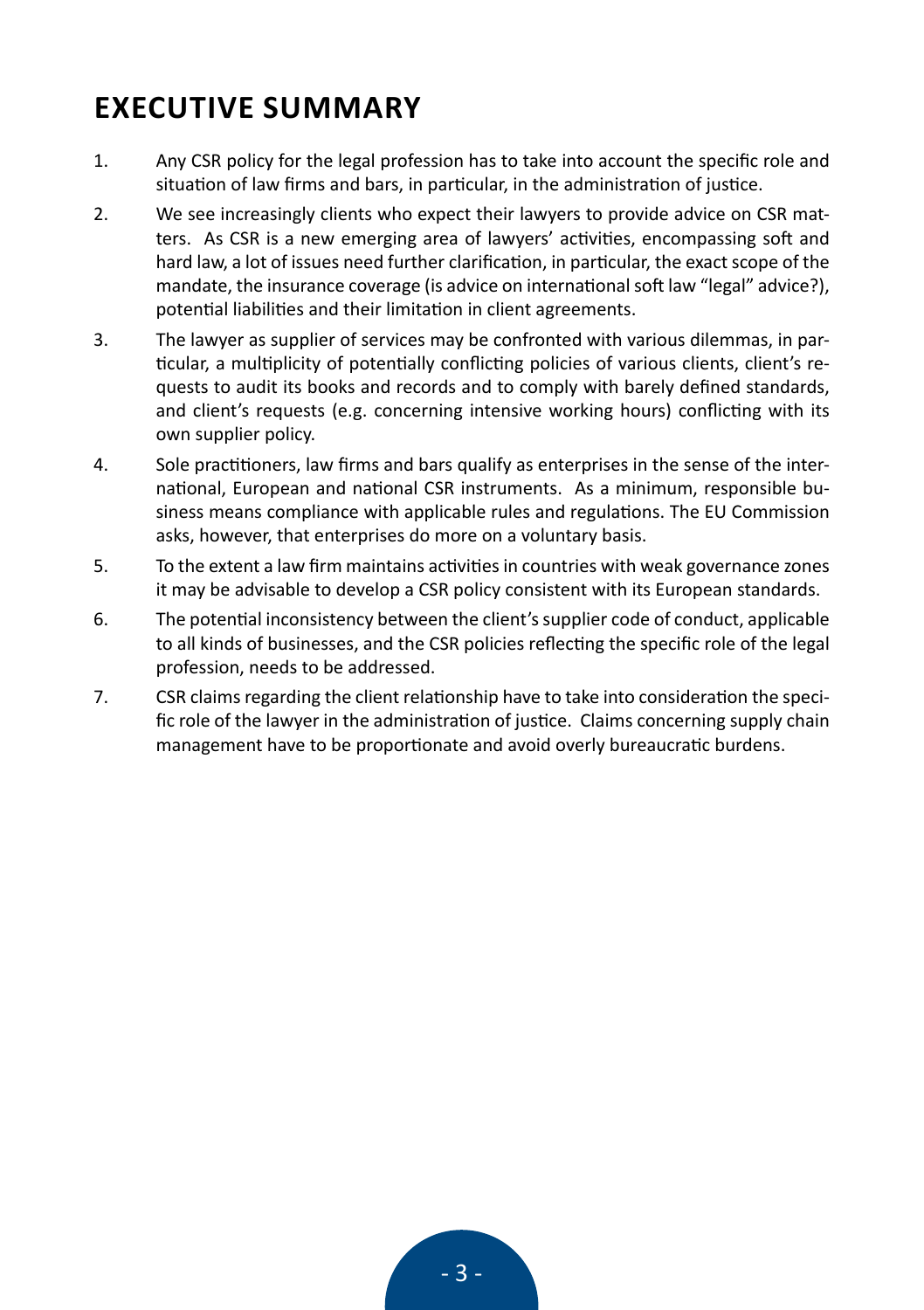# EXECUTIVE SUMMARY

1. Any CSR policy for the legal profession has to take into account the specific role and situation of law firms and bars, in particular, in the administration of justice.

2. We see increasingly clients who expect their lawyers to provide advice on CSR matters. As CSR is a new emerging area of lawyers' activities, encompassing soft and hard law, a lot of issues need further clarification, in particular, the exact scope of the mandate, the insurance coverage (is advice on international soft law "legal" advice?), potential liabilities and their limitation in client agreements.

3. The lawyer as supplier of services may be confronted with various dilemmas, in particular, a multiplicity of potentially conflicting policies of various clients, client's requests to audit its books and records and to comply with barely defined standards, and client's requests (e.g. concerning intensive working hours) conflicting with its own supplier policy.

4. Sole practitioners, law firms and bars qualify as enterprises in the sense of the international, European and national CSR instruments. As a minimum, responsible business means compliance with applicable rules and regulations. The EU Commission asks, however, that enterprises do more on a voluntary basis.

5. To the extent a law firm maintains activities in countries with weak governance zones it may be advisable to develop a CSR policy consistent with its European standards.

6. The potential inconsistency between the client's supplier code of conduct, applicable to all kinds of businesses, and the CSR policies reflecting the specific role of the legal profession, needs to be addressed.

7. CSR claims regarding the client relationship have to take into consideration the specific role of the lawyer in the administration of justice. Claims concerning supply chain management have to be proportionate and avoid overly bureaucratic burdens.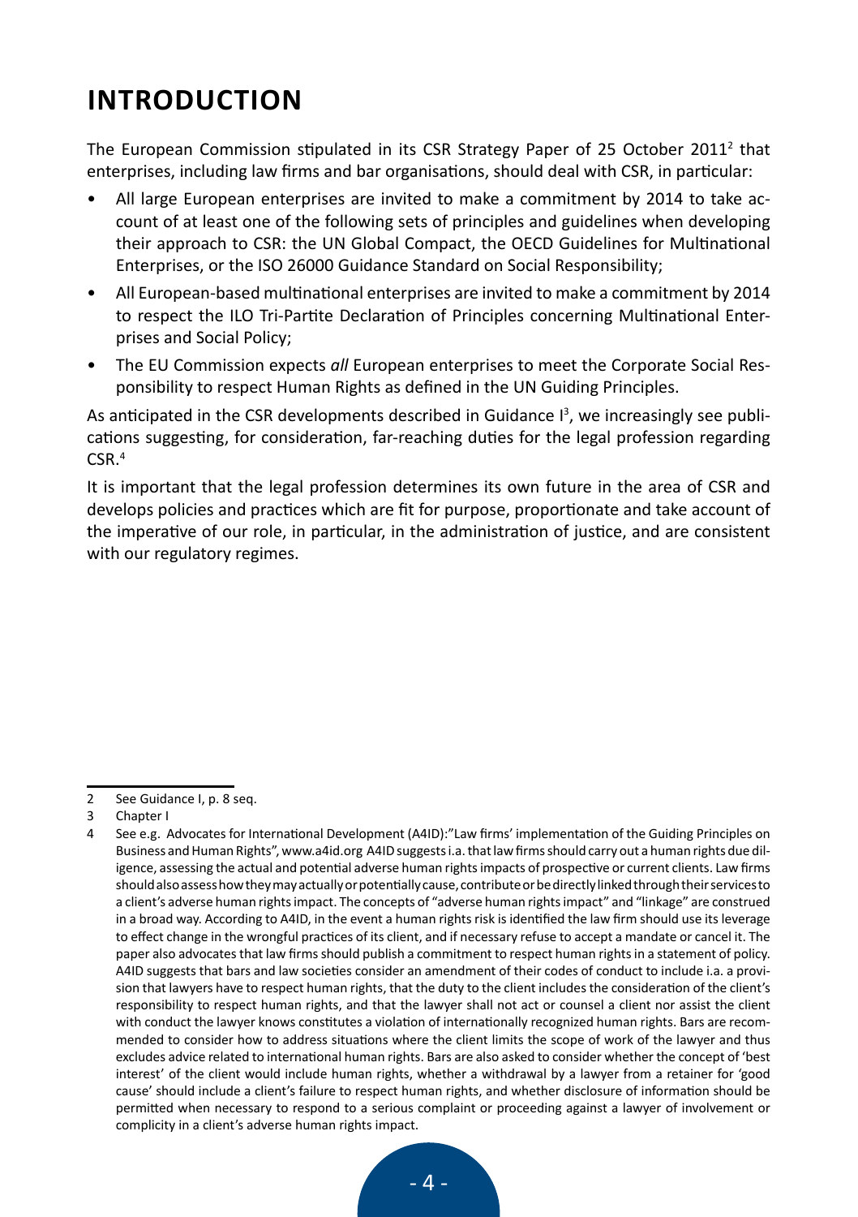# INTRODUCTION

The European Commission stipulated in its CSR Strategy Paper of 25 October 2011[2] that enterprises, including law firms and bar organisations, should deal with CSR, in particular:

- All large European enterprises are invited to make a commitment by 2014 to take account of at least one of the following sets of principles and guidelines when developing their approach to CSR: the UN Global Compact, the OECD Guidelines for Multinational Enterprises, or the ISO 26000 Guidance Standard on Social Responsibility;
- All European-based multinational enterprises are invited to make a commitment by 2014 to respect the ILO Tri-Partite Declaration of Principles concerning Multinational Enterprises and Social Policy;
- The EU Commission expects *all* European enterprises to meet the Corporate Social Responsibility to respect Human Rights as defined in the UN Guiding Principles.

As anticipated in the CSR developments described in Guidance I[3], we increasingly see publications suggesting, for consideration, far-reaching duties for the legal profession regarding CSR.[4]

It is important that the legal profession determines its own future in the area of CSR and develops policies and practices which are fit for purpose, proportionate and take account of the imperative of our role, in particular, in the administration of justice, and are consistent with our regulatory regimes.

---

2 See Guidance I, p. 8 seq.

3 Chapter I

4 See e.g. Advocates for International Development (A4ID):"Law firms' implementation of the Guiding Principles on Business and Human Rights", www.a4id.org A4ID suggests i.a. that law firms should carry out a human rights due diligence, assessing the actual and potential adverse human rights impacts of prospective or current clients. Law firms should also assess how they may actually or potentially cause, contribute or be directly linked through their services to a client's adverse human rights impact. The concepts of "adverse human rights impact" and "linkage" are construed in a broad way. According to A4ID, in the event a human rights risk is identified the law firm should use its leverage to effect change in the wrongful practices of its client, and if necessary refuse to accept a mandate or cancel it. The paper also advocates that law firms should publish a commitment to respect human rights in a statement of policy. A4ID suggests that bars and law societies consider an amendment of their codes of conduct to include i.a. a provision that lawyers have to respect human rights, that the duty to the client includes the consideration of the client's responsibility to respect human rights, and that the lawyer shall not act or counsel a client nor assist the client with conduct the lawyer knows constitutes a violation of internationally recognized human rights. Bars are recommended to consider how to address situations where the client limits the scope of work of the lawyer and thus excludes advice related to international human rights. Bars are also asked to consider whether the concept of 'best interest' of the client would include human rights, whether a withdrawal by a lawyer from a retainer for 'good cause' should include a client's failure to respect human rights, and whether disclosure of information should be permitted when necessary to respond to a serious complaint or proceeding against a lawyer of involvement or complicity in a client's adverse human rights impact.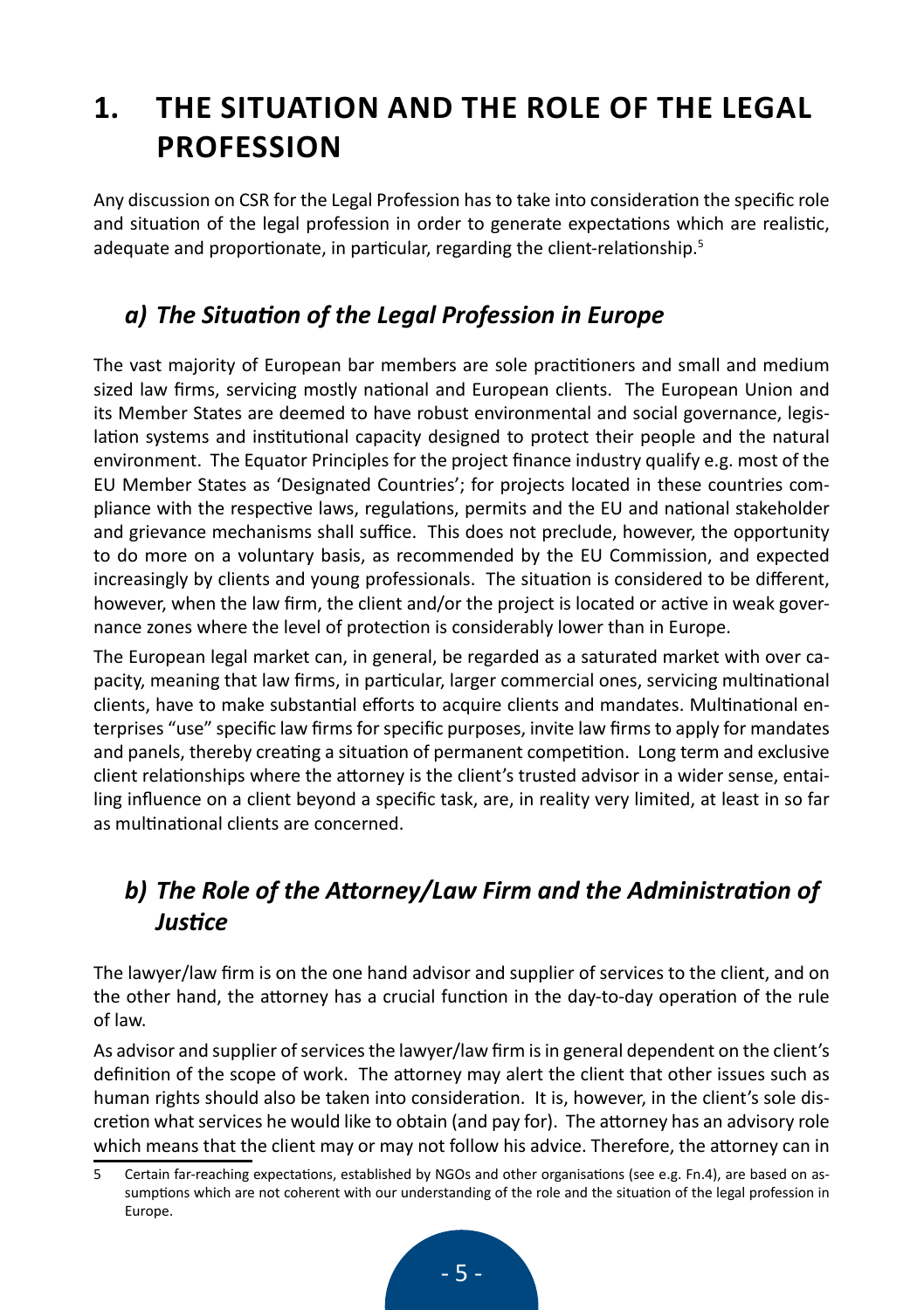# 1. THE SITUATION AND THE ROLE OF THE LEGAL PROFESSION

Any discussion on CSR for the Legal Profession has to take into consideration the specific role and situation of the legal profession in order to generate expectations which are realistic, adequate and proportionate, in particular, regarding the client-relationship.[5]

## *a) The Situation of the Legal Profession in Europe*

The vast majority of European bar members are sole practitioners and small and medium sized law firms, servicing mostly national and European clients. The European Union and its Member States are deemed to have robust environmental and social governance, legislation systems and institutional capacity designed to protect their people and the natural environment. The Equator Principles for the project finance industry qualify e.g. most of the EU Member States as 'Designated Countries'; for projects located in these countries compliance with the respective laws, regulations, permits and the EU and national stakeholder and grievance mechanisms shall suffice. This does not preclude, however, the opportunity to do more on a voluntary basis, as recommended by the EU Commission, and expected increasingly by clients and young professionals. The situation is considered to be different, however, when the law firm, the client and/or the project is located or active in weak governance zones where the level of protection is considerably lower than in Europe.

The European legal market can, in general, be regarded as a saturated market with over capacity, meaning that law firms, in particular, larger commercial ones, servicing multinational clients, have to make substantial efforts to acquire clients and mandates. Multinational enterprises "use" specific law firms for specific purposes, invite law firms to apply for mandates and panels, thereby creating a situation of permanent competition. Long term and exclusive client relationships where the attorney is the client's trusted advisor in a wider sense, entailing influence on a client beyond a specific task, are, in reality very limited, at least in so far as multinational clients are concerned.

## *b) The Role of the Attorney/Law Firm and the Administration of Justice*

The lawyer/law firm is on the one hand advisor and supplier of services to the client, and on the other hand, the attorney has a crucial function in the day-to-day operation of the rule of law.

As advisor and supplier of services the lawyer/law firm is in general dependent on the client's definition of the scope of work. The attorney may alert the client that other issues such as human rights should also be taken into consideration. It is, however, in the client's sole discretion what services he would like to obtain (and pay for). The attorney has an advisory role which means that the client may or may not follow his advice. Therefore, the attorney can in

5 Certain far-reaching expectations, established by NGOs and other organisations (see e.g. Fn.4), are based on assumptions which are not coherent with our understanding of the role and the situation of the legal profession in Europe.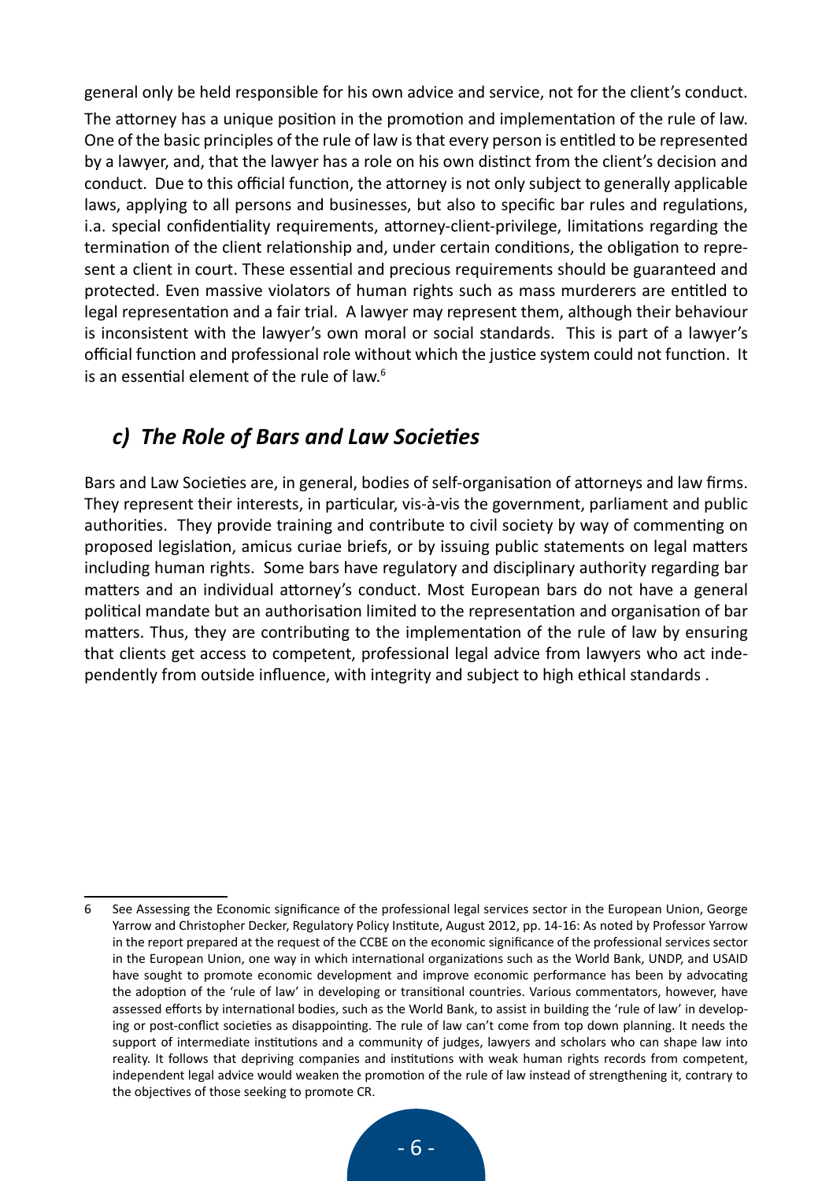general only be held responsible for his own advice and service, not for the client's conduct.

The attorney has a unique position in the promotion and implementation of the rule of law. One of the basic principles of the rule of law is that every person is entitled to be represented by a lawyer, and, that the lawyer has a role on his own distinct from the client's decision and conduct. Due to this official function, the attorney is not only subject to generally applicable laws, applying to all persons and businesses, but also to specific bar rules and regulations, i.a. special confidentiality requirements, attorney-client-privilege, limitations regarding the termination of the client relationship and, under certain conditions, the obligation to represent a client in court. These essential and precious requirements should be guaranteed and protected. Even massive violators of human rights such as mass murderers are entitled to legal representation and a fair trial. A lawyer may represent them, although their behaviour is inconsistent with the lawyer's own moral or social standards. This is part of a lawyer's official function and professional role without which the justice system could not function. It is an essential element of the rule of law.[6]

## *c) The Role of Bars and Law Societies*

Bars and Law Societies are, in general, bodies of self-organisation of attorneys and law firms. They represent their interests, in particular, vis-à-vis the government, parliament and public authorities. They provide training and contribute to civil society by way of commenting on proposed legislation, amicus curiae briefs, or by issuing public statements on legal matters including human rights. Some bars have regulatory and disciplinary authority regarding bar matters and an individual attorney's conduct. Most European bars do not have a general political mandate but an authorisation limited to the representation and organisation of bar matters. Thus, they are contributing to the implementation of the rule of law by ensuring that clients get access to competent, professional legal advice from lawyers who act independently from outside influence, with integrity and subject to high ethical standards .

---

6 See Assessing the Economic significance of the professional legal services sector in the European Union, George Yarrow and Christopher Decker, Regulatory Policy Institute, August 2012, pp. 14-16: As noted by Professor Yarrow in the report prepared at the request of the CCBE on the economic significance of the professional services sector in the European Union, one way in which international organizations such as the World Bank, UNDP, and USAID have sought to promote economic development and improve economic performance has been by advocating the adoption of the 'rule of law' in developing or transitional countries. Various commentators, however, have assessed efforts by international bodies, such as the World Bank, to assist in building the 'rule of law' in developing or post-conflict societies as disappointing. The rule of law can't come from top down planning. It needs the support of intermediate institutions and a community of judges, lawyers and scholars who can shape law into reality. It follows that depriving companies and institutions with weak human rights records from competent, independent legal advice would weaken the promotion of the rule of law instead of strengthening it, contrary to the objectives of those seeking to promote CR.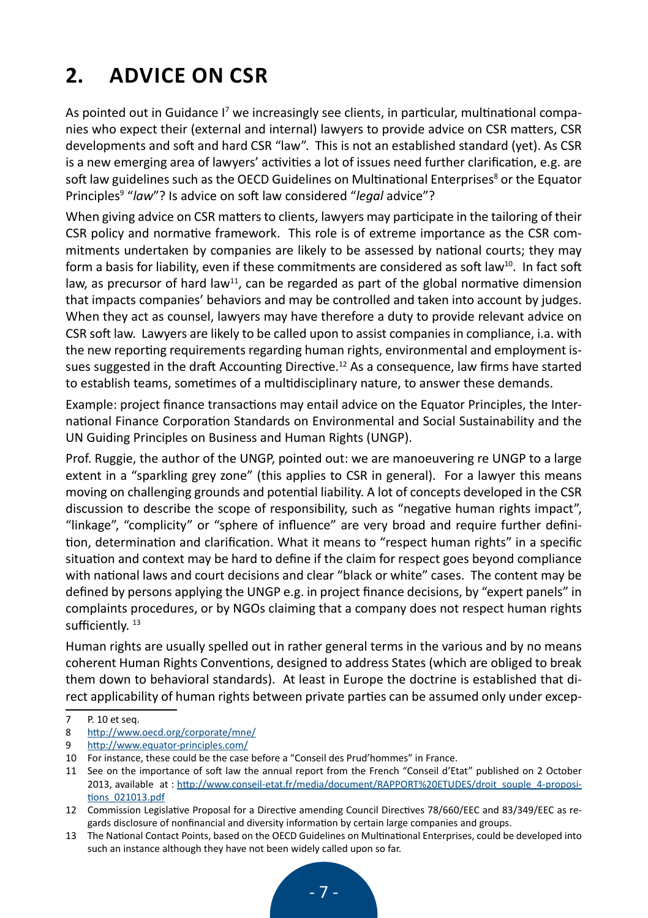## 2. ADVICE ON CSR

As pointed out in Guidance I[7] we increasingly see clients, in particular, multinational companies who expect their (external and internal) lawyers to provide advice on CSR matters, CSR developments and soft and hard CSR "law". This is not an established standard (yet). As CSR is a new emerging area of lawyers' activities a lot of issues need further clarification, e.g. are soft law guidelines such as the OECD Guidelines on Multinational Enterprises[8] or the Equator Principles[9] "*law*"? Is advice on soft law considered "*legal* advice"?

When giving advice on CSR matters to clients, lawyers may participate in the tailoring of their CSR policy and normative framework. This role is of extreme importance as the CSR commitments undertaken by companies are likely to be assessed by national courts; they may form a basis for liability, even if these commitments are considered as soft law[10]. In fact soft law, as precursor of hard law[11], can be regarded as part of the global normative dimension that impacts companies' behaviors and may be controlled and taken into account by judges. When they act as counsel, lawyers may have therefore a duty to provide relevant advice on CSR soft law. Lawyers are likely to be called upon to assist companies in compliance, i.a. with the new reporting requirements regarding human rights, environmental and employment issues suggested in the draft Accounting Directive.[12] As a consequence, law firms have started to establish teams, sometimes of a multidisciplinary nature, to answer these demands.

Example: project finance transactions may entail advice on the Equator Principles, the International Finance Corporation Standards on Environmental and Social Sustainability and the UN Guiding Principles on Business and Human Rights (UNGP).

Prof. Ruggie, the author of the UNGP, pointed out: we are manoeuvering re UNGP to a large extent in a "sparkling grey zone" (this applies to CSR in general). For a lawyer this means moving on challenging grounds and potential liability. A lot of concepts developed in the CSR discussion to describe the scope of responsibility, such as "negative human rights impact", "linkage", "complicity" or "sphere of influence" are very broad and require further definition, determination and clarification. What it means to "respect human rights" in a specific situation and context may be hard to define if the claim for respect goes beyond compliance with national laws and court decisions and clear "black or white" cases. The content may be defined by persons applying the UNGP e.g. in project finance decisions, by "expert panels" in complaints procedures, or by NGOs claiming that a company does not respect human rights sufficiently. [13]

Human rights are usually spelled out in rather general terms in the various and by no means coherent Human Rights Conventions, designed to address States (which are obliged to break them down to behavioral standards). At least in Europe the doctrine is established that direct applicability of human rights between private parties can be assumed only under excep-

---

7 P. 10 et seq.

8 http://www.oecd.org/corporate/mne/

9 http://www.equator-principles.com/

10 For instance, these could be the case before a "Conseil des Prud'hommes" in France.

11 See on the importance of soft law the annual report from the French "Conseil d'Etat" published on 2 October 2013, available at : http://www.conseil-etat.fr/media/document/RAPPORT%20ETUDES/droit_souple_4-propositions_021013.pdf

12 Commission Legislative Proposal for a Directive amending Council Directives 78/660/EEC and 83/349/EEC as regards disclosure of nonfinancial and diversity information by certain large companies and groups.

13 The National Contact Points, based on the OECD Guidelines on Multinational Enterprises, could be developed into such an instance although they have not been widely called upon so far.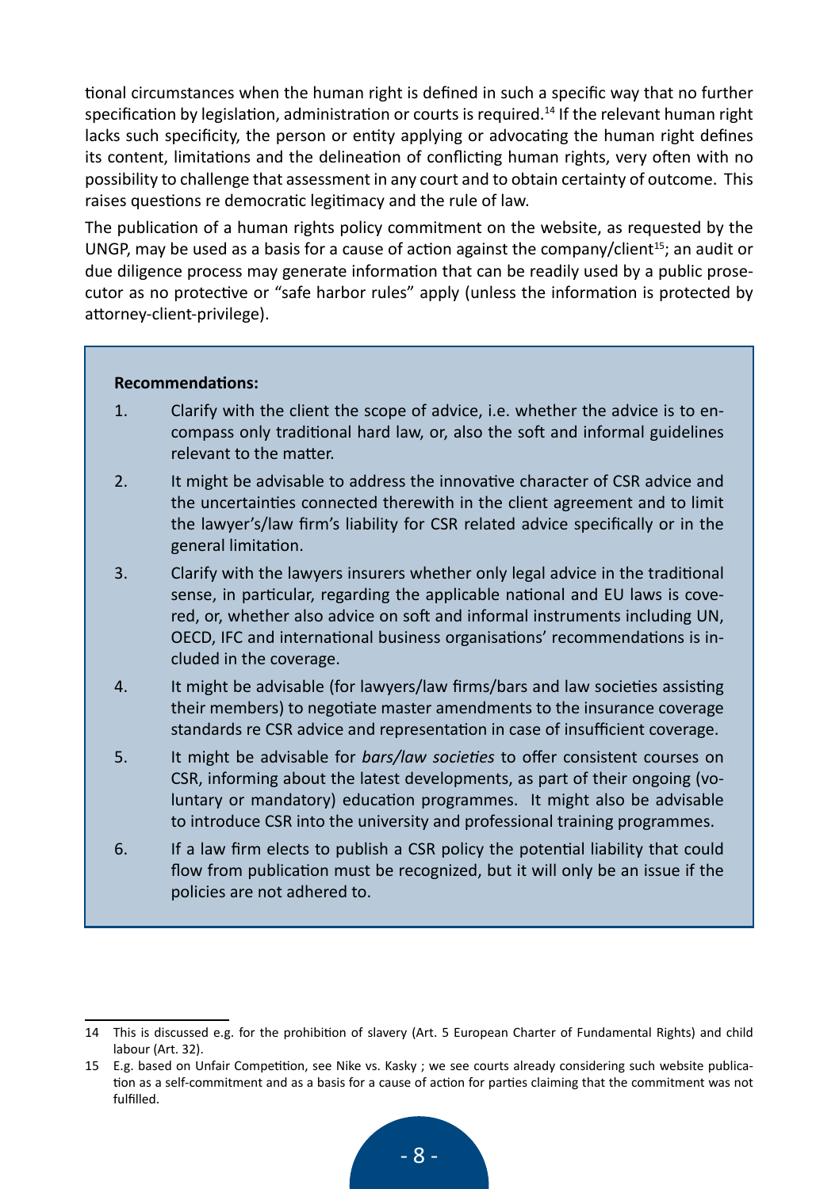tional circumstances when the human right is defined in such a specific way that no further specification by legislation, administration or courts is required.[14] If the relevant human right lacks such specificity, the person or entity applying or advocating the human right defines its content, limitations and the delineation of conflicting human rights, very often with no possibility to challenge that assessment in any court and to obtain certainty of outcome. This raises questions re democratic legitimacy and the rule of law.

The publication of a human rights policy commitment on the website, as requested by the UNGP, may be used as a basis for a cause of action against the company/client[15]; an audit or due diligence process may generate information that can be readily used by a public prosecutor as no protective or "safe harbor rules" apply (unless the information is protected by attorney-client-privilege).

**Recommendations:**

1. Clarify with the client the scope of advice, i.e. whether the advice is to encompass only traditional hard law, or, also the soft and informal guidelines relevant to the matter.
2. It might be advisable to address the innovative character of CSR advice and the uncertainties connected therewith in the client agreement and to limit the lawyer's/law firm's liability for CSR related advice specifically or in the general limitation.
3. Clarify with the lawyers insurers whether only legal advice in the traditional sense, in particular, regarding the applicable national and EU laws is covered, or, whether also advice on soft and informal instruments including UN, OECD, IFC and international business organisations' recommendations is included in the coverage.
4. It might be advisable (for lawyers/law firms/bars and law societies assisting their members) to negotiate master amendments to the insurance coverage standards re CSR advice and representation in case of insufficient coverage.
5. It might be advisable for *bars/law societies* to offer consistent courses on CSR, informing about the latest developments, as part of their ongoing (voluntary or mandatory) education programmes. It might also be advisable to introduce CSR into the university and professional training programmes.
6. If a law firm elects to publish a CSR policy the potential liability that could flow from publication must be recognized, but it will only be an issue if the policies are not adhered to.

---

14 This is discussed e.g. for the prohibition of slavery (Art. 5 European Charter of Fundamental Rights) and child labour (Art. 32).

15 E.g. based on Unfair Competition, see Nike vs. Kasky ; we see courts already considering such website publication as a self-commitment and as a basis for a cause of action for parties claiming that the commitment was not fulfilled.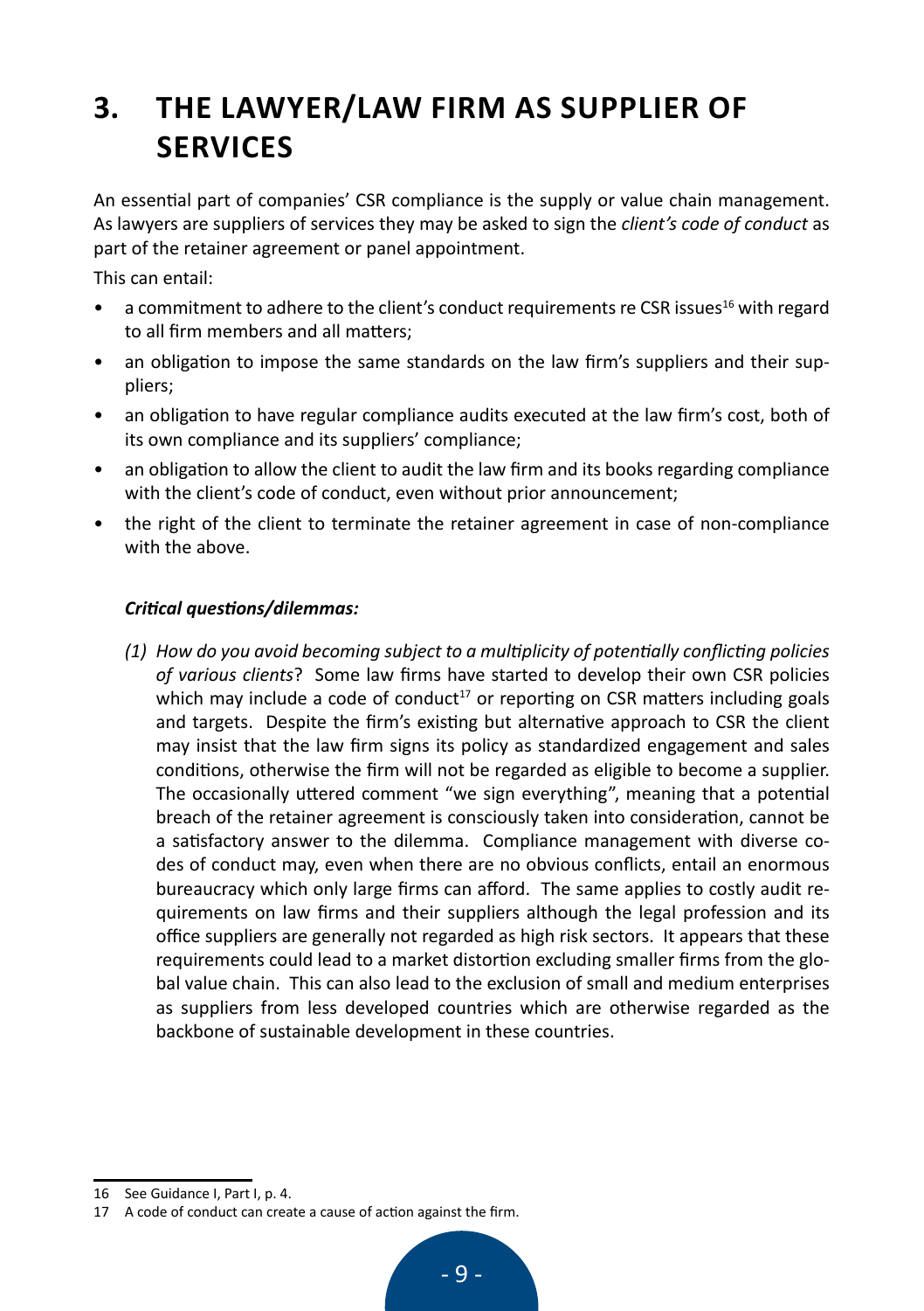# 3. THE LAWYER/LAW FIRM AS SUPPLIER OF SERVICES

An essential part of companies' CSR compliance is the supply or value chain management. As lawyers are suppliers of services they may be asked to sign the *client's code of conduct* as part of the retainer agreement or panel appointment.

This can entail:

- a commitment to adhere to the client's conduct requirements re CSR issues[16] with regard to all firm members and all matters;
- an obligation to impose the same standards on the law firm's suppliers and their suppliers;
- an obligation to have regular compliance audits executed at the law firm's cost, both of its own compliance and its suppliers' compliance;
- an obligation to allow the client to audit the law firm and its books regarding compliance with the client's code of conduct, even without prior announcement;
- the right of the client to terminate the retainer agreement in case of non-compliance with the above.

***Critical questions/dilemmas:***

(1) *How do you avoid becoming subject to a multiplicity of potentially conflicting policies of various clients*? Some law firms have started to develop their own CSR policies which may include a code of conduct[17] or reporting on CSR matters including goals and targets. Despite the firm's existing but alternative approach to CSR the client may insist that the law firm signs its policy as standardized engagement and sales conditions, otherwise the firm will not be regarded as eligible to become a supplier. The occasionally uttered comment "we sign everything", meaning that a potential breach of the retainer agreement is consciously taken into consideration, cannot be a satisfactory answer to the dilemma. Compliance management with diverse codes of conduct may, even when there are no obvious conflicts, entail an enormous bureaucracy which only large firms can afford. The same applies to costly audit requirements on law firms and their suppliers although the legal profession and its office suppliers are generally not regarded as high risk sectors. It appears that these requirements could lead to a market distortion excluding smaller firms from the global value chain. This can also lead to the exclusion of small and medium enterprises as suppliers from less developed countries which are otherwise regarded as the backbone of sustainable development in these countries.

---

16 See Guidance I, Part I, p. 4.

17 A code of conduct can create a cause of action against the firm.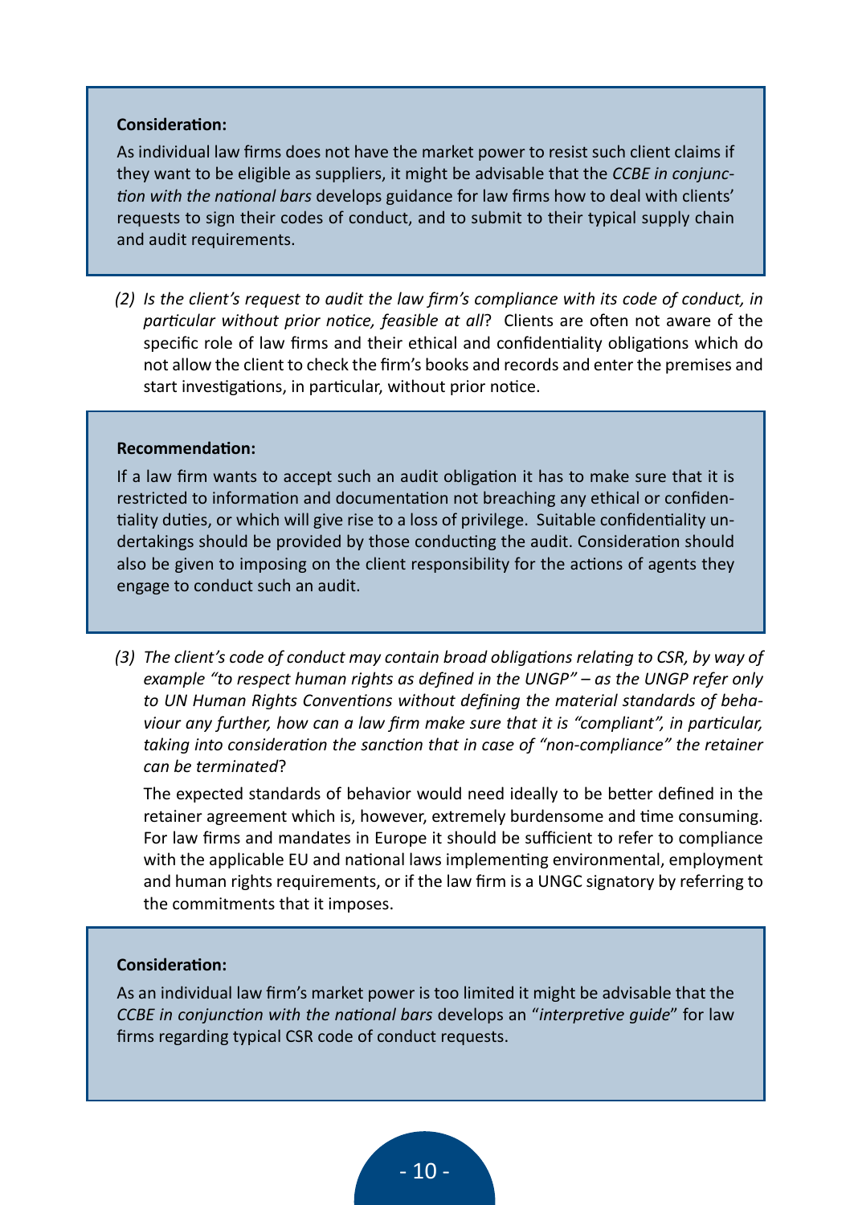**Consideration:**

As individual law firms does not have the market power to resist such client claims if they want to be eligible as suppliers, it might be advisable that the *CCBE in conjunction with the national bars* develops guidance for law firms how to deal with clients' requests to sign their codes of conduct, and to submit to their typical supply chain and audit requirements.

*(2) Is the client's request to audit the law firm's compliance with its code of conduct, in particular without prior notice, feasible at all*? Clients are often not aware of the specific role of law firms and their ethical and confidentiality obligations which do not allow the client to check the firm's books and records and enter the premises and start investigations, in particular, without prior notice.

**Recommendation:**

If a law firm wants to accept such an audit obligation it has to make sure that it is restricted to information and documentation not breaching any ethical or confidentiality duties, or which will give rise to a loss of privilege. Suitable confidentiality undertakings should be provided by those conducting the audit. Consideration should also be given to imposing on the client responsibility for the actions of agents they engage to conduct such an audit.

*(3) The client's code of conduct may contain broad obligations relating to CSR, by way of example "to respect human rights as defined in the UNGP" – as the UNGP refer only to UN Human Rights Conventions without defining the material standards of behaviour any further, how can a law firm make sure that it is "compliant", in particular, taking into consideration the sanction that in case of "non-compliance" the retainer can be terminated*?

The expected standards of behavior would need ideally to be better defined in the retainer agreement which is, however, extremely burdensome and time consuming. For law firms and mandates in Europe it should be sufficient to refer to compliance with the applicable EU and national laws implementing environmental, employment and human rights requirements, or if the law firm is a UNGC signatory by referring to the commitments that it imposes.

**Consideration:**

As an individual law firm's market power is too limited it might be advisable that the *CCBE in conjunction with the national bars* develops an "*interpretive guide*" for law firms regarding typical CSR code of conduct requests.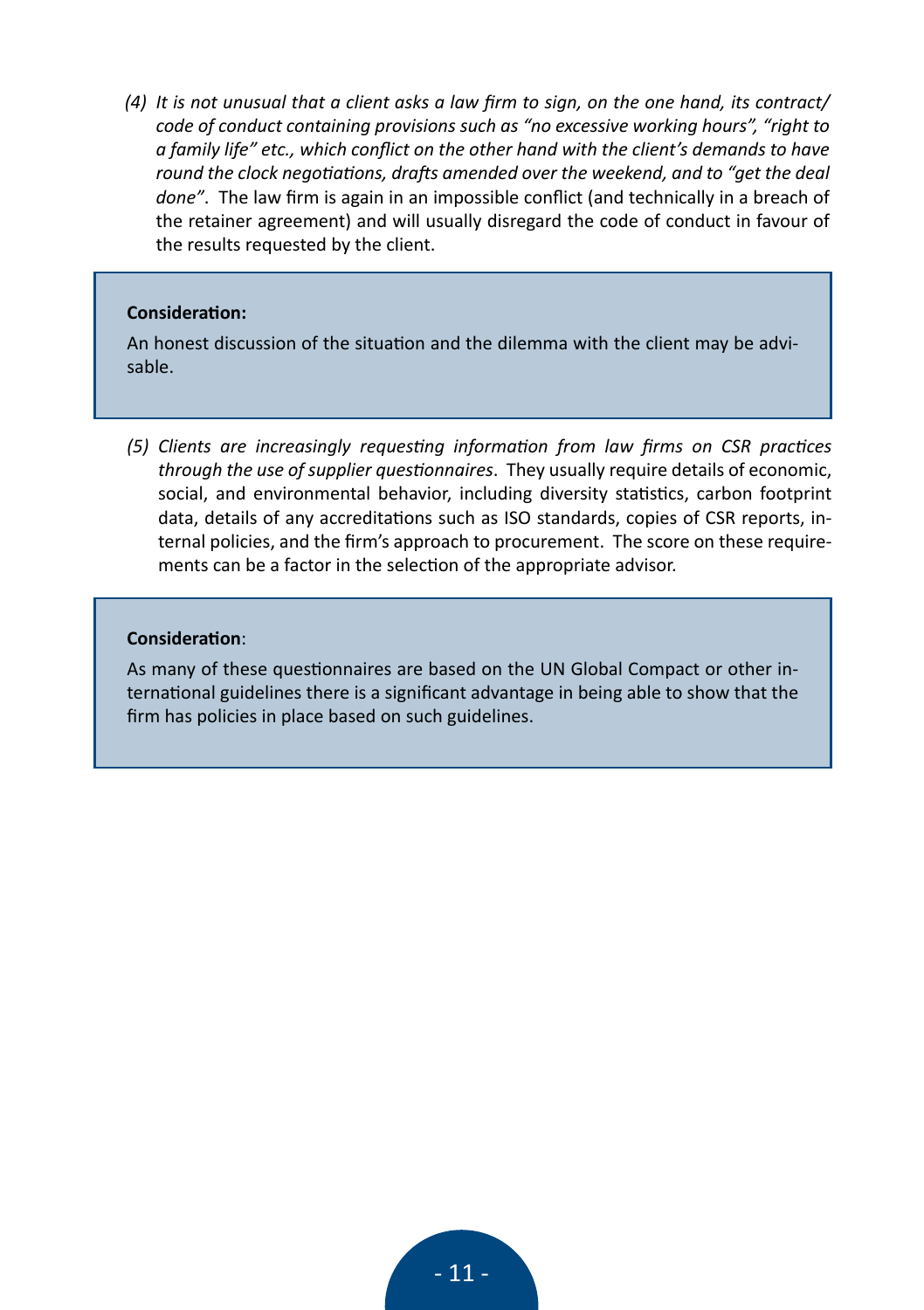(4) *It is not unusual that a client asks a law firm to sign, on the one hand, its contract/ code of conduct containing provisions such as "no excessive working hours", "right to a family life" etc., which conflict on the other hand with the client's demands to have round the clock negotiations, drafts amended over the weekend, and to "get the deal done"*. The law firm is again in an impossible conflict (and technically in a breach of the retainer agreement) and will usually disregard the code of conduct in favour of the results requested by the client.

> **Consideration:**
>
> An honest discussion of the situation and the dilemma with the client may be advisable.

(5) *Clients are increasingly requesting information from law firms on CSR practices through the use of supplier questionnaires*. They usually require details of economic, social, and environmental behavior, including diversity statistics, carbon footprint data, details of any accreditations such as ISO standards, copies of CSR reports, internal policies, and the firm's approach to procurement. The score on these requirements can be a factor in the selection of the appropriate advisor.

> **Consideration**:
>
> As many of these questionnaires are based on the UN Global Compact or other international guidelines there is a significant advantage in being able to show that the firm has policies in place based on such guidelines.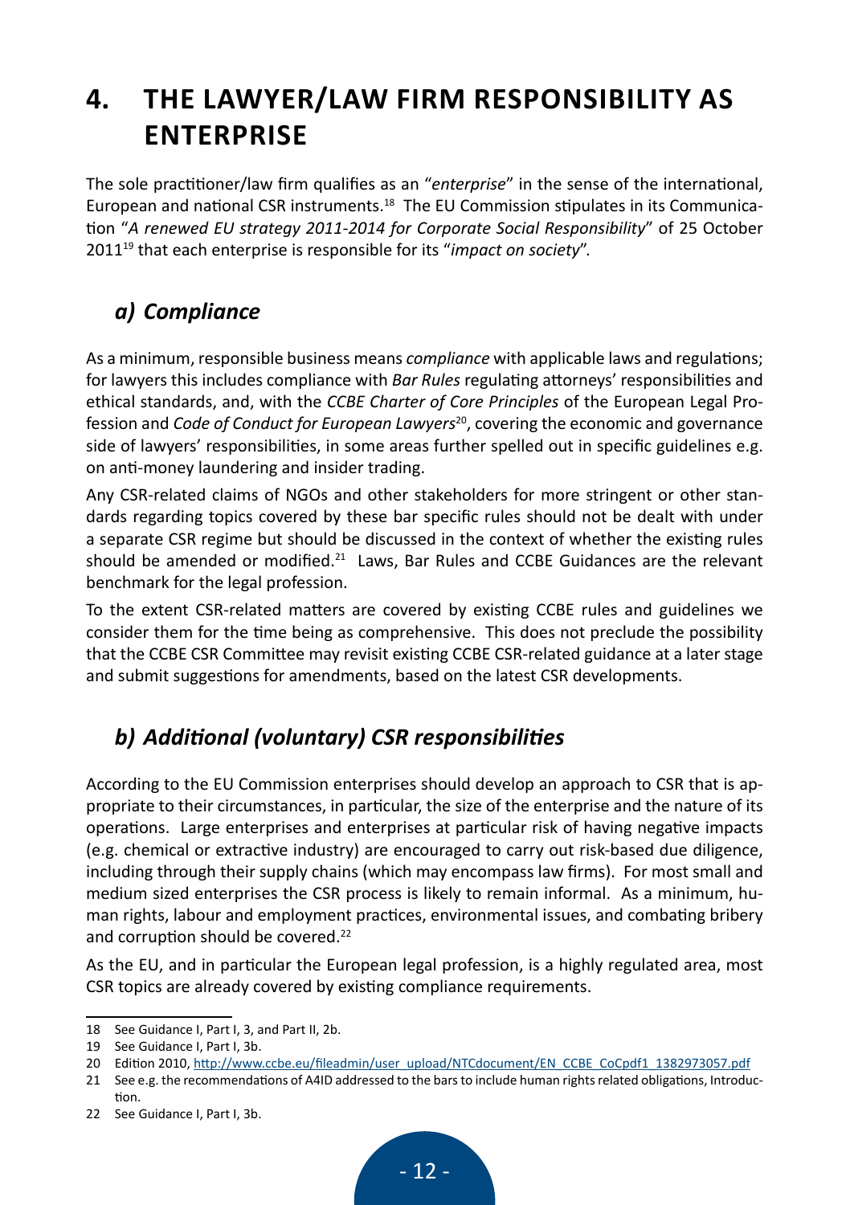# 4. THE LAWYER/LAW FIRM RESPONSIBILITY AS ENTERPRISE

The sole practitioner/law firm qualifies as an "*enterprise*" in the sense of the international, European and national CSR instruments.[18] The EU Commission stipulates in its Communication "*A renewed EU strategy 2011-2014 for Corporate Social Responsibility*" of 25 October 2011[19] that each enterprise is responsible for its "*impact on society*".

## *a) Compliance*

As a minimum, responsible business means *compliance* with applicable laws and regulations; for lawyers this includes compliance with *Bar Rules* regulating attorneys' responsibilities and ethical standards, and, with the *CCBE Charter of Core Principles* of the European Legal Profession and *Code of Conduct for European Lawyers*[20], covering the economic and governance side of lawyers' responsibilities, in some areas further spelled out in specific guidelines e.g. on anti-money laundering and insider trading.

Any CSR-related claims of NGOs and other stakeholders for more stringent or other standards regarding topics covered by these bar specific rules should not be dealt with under a separate CSR regime but should be discussed in the context of whether the existing rules should be amended or modified.[21] Laws, Bar Rules and CCBE Guidances are the relevant benchmark for the legal profession.

To the extent CSR-related matters are covered by existing CCBE rules and guidelines we consider them for the time being as comprehensive. This does not preclude the possibility that the CCBE CSR Committee may revisit existing CCBE CSR-related guidance at a later stage and submit suggestions for amendments, based on the latest CSR developments.

## *b) Additional (voluntary) CSR responsibilities*

According to the EU Commission enterprises should develop an approach to CSR that is appropriate to their circumstances, in particular, the size of the enterprise and the nature of its operations. Large enterprises and enterprises at particular risk of having negative impacts (e.g. chemical or extractive industry) are encouraged to carry out risk-based due diligence, including through their supply chains (which may encompass law firms). For most small and medium sized enterprises the CSR process is likely to remain informal. As a minimum, human rights, labour and employment practices, environmental issues, and combating bribery and corruption should be covered.[22]

As the EU, and in particular the European legal profession, is a highly regulated area, most CSR topics are already covered by existing compliance requirements.

---

18 See Guidance I, Part I, 3, and Part II, 2b.

19 See Guidance I, Part I, 3b.

20 Edition 2010, http://www.ccbe.eu/fileadmin/user_upload/NTCdocument/EN_CCBE_CoCpdf1_1382973057.pdf

21 See e.g. the recommendations of A4ID addressed to the bars to include human rights related obligations, Introduction.

22 See Guidance I, Part I, 3b.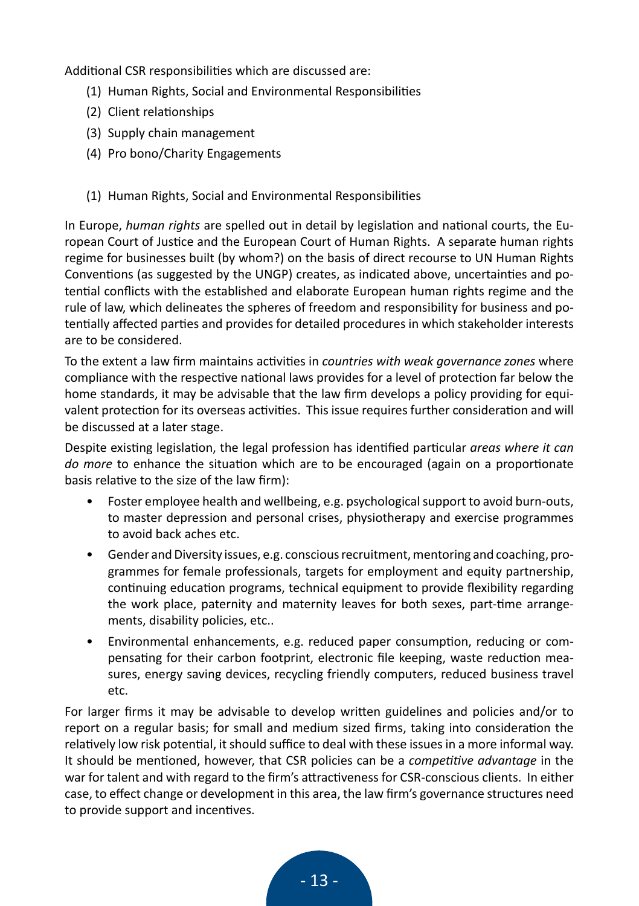Additional CSR responsibilities which are discussed are:

(1) Human Rights, Social and Environmental Responsibilities
(2) Client relationships
(3) Supply chain management
(4) Pro bono/Charity Engagements

(1) Human Rights, Social and Environmental Responsibilities

In Europe, *human rights* are spelled out in detail by legislation and national courts, the European Court of Justice and the European Court of Human Rights. A separate human rights regime for businesses built (by whom?) on the basis of direct recourse to UN Human Rights Conventions (as suggested by the UNGP) creates, as indicated above, uncertainties and potential conflicts with the established and elaborate European human rights regime and the rule of law, which delineates the spheres of freedom and responsibility for business and potentially affected parties and provides for detailed procedures in which stakeholder interests are to be considered.

To the extent a law firm maintains activities in *countries with weak governance zones* where compliance with the respective national laws provides for a level of protection far below the home standards, it may be advisable that the law firm develops a policy providing for equivalent protection for its overseas activities. This issue requires further consideration and will be discussed at a later stage.

Despite existing legislation, the legal profession has identified particular *areas where it can do more* to enhance the situation which are to be encouraged (again on a proportionate basis relative to the size of the law firm):

- Foster employee health and wellbeing, e.g. psychological support to avoid burn-outs, to master depression and personal crises, physiotherapy and exercise programmes to avoid back aches etc.
- Gender and Diversity issues, e.g. conscious recruitment, mentoring and coaching, programmes for female professionals, targets for employment and equity partnership, continuing education programs, technical equipment to provide flexibility regarding the work place, paternity and maternity leaves for both sexes, part-time arrangements, disability policies, etc..
- Environmental enhancements, e.g. reduced paper consumption, reducing or compensating for their carbon footprint, electronic file keeping, waste reduction measures, energy saving devices, recycling friendly computers, reduced business travel etc.

For larger firms it may be advisable to develop written guidelines and policies and/or to report on a regular basis; for small and medium sized firms, taking into consideration the relatively low risk potential, it should suffice to deal with these issues in a more informal way. It should be mentioned, however, that CSR policies can be a *competitive advantage* in the war for talent and with regard to the firm's attractiveness for CSR-conscious clients. In either case, to effect change or development in this area, the law firm's governance structures need to provide support and incentives.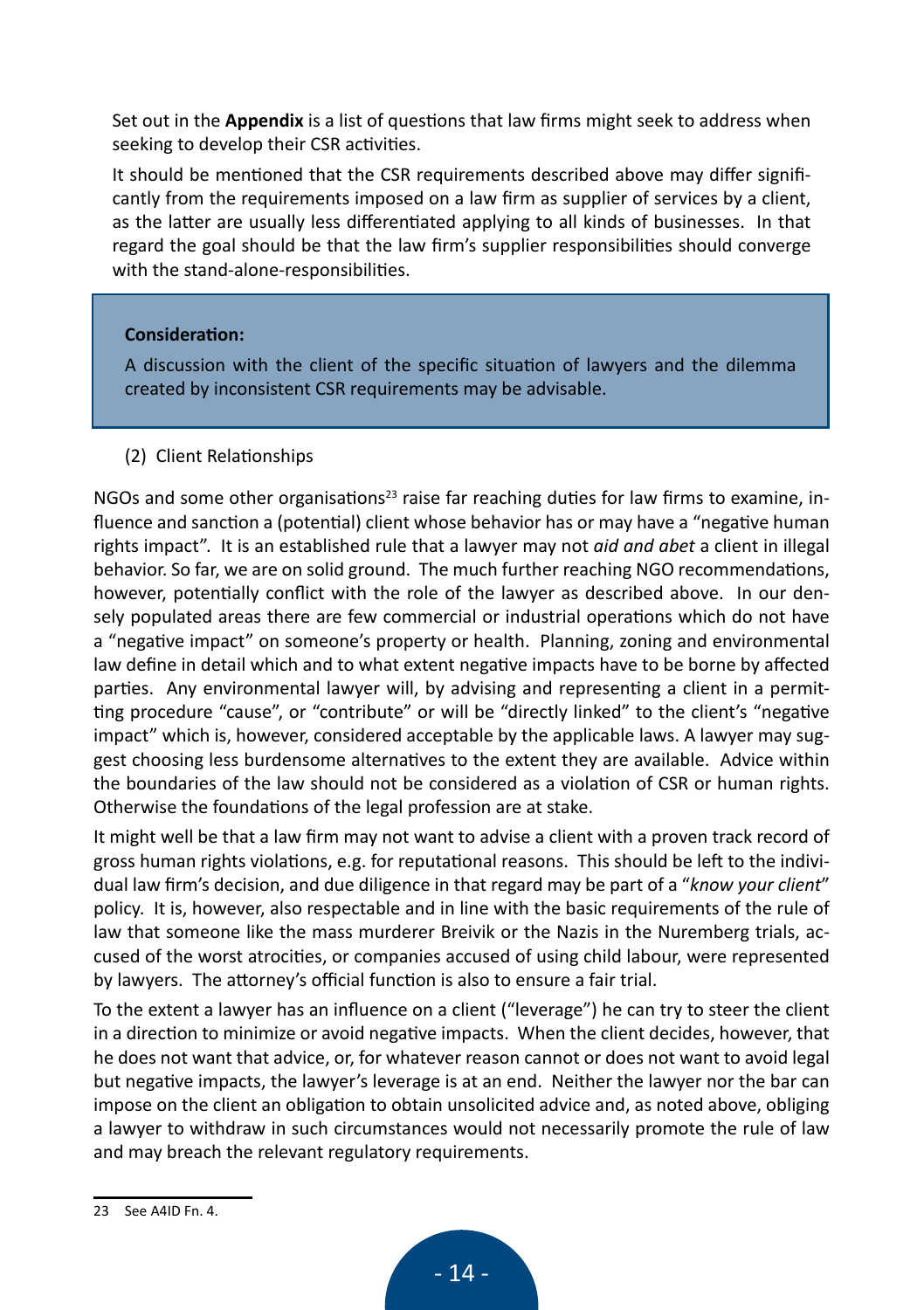Set out in the **Appendix** is a list of questions that law firms might seek to address when seeking to develop their CSR activities.

It should be mentioned that the CSR requirements described above may differ significantly from the requirements imposed on a law firm as supplier of services by a client, as the latter are usually less differentiated applying to all kinds of businesses. In that regard the goal should be that the law firm's supplier responsibilities should converge with the stand-alone-responsibilities.

> **Consideration:**
>
> A discussion with the client of the specific situation of lawyers and the dilemma created by inconsistent CSR requirements may be advisable.

(2) Client Relationships

NGOs and some other organisations[23] raise far reaching duties for law firms to examine, influence and sanction a (potential) client whose behavior has or may have a "negative human rights impact". It is an established rule that a lawyer may not *aid and abet* a client in illegal behavior. So far, we are on solid ground. The much further reaching NGO recommendations, however, potentially conflict with the role of the lawyer as described above. In our densely populated areas there are few commercial or industrial operations which do not have a "negative impact" on someone's property or health. Planning, zoning and environmental law define in detail which and to what extent negative impacts have to be borne by affected parties. Any environmental lawyer will, by advising and representing a client in a permitting procedure "cause", or "contribute" or will be "directly linked" to the client's "negative impact" which is, however, considered acceptable by the applicable laws. A lawyer may suggest choosing less burdensome alternatives to the extent they are available. Advice within the boundaries of the law should not be considered as a violation of CSR or human rights. Otherwise the foundations of the legal profession are at stake.

It might well be that a law firm may not want to advise a client with a proven track record of gross human rights violations, e.g. for reputational reasons. This should be left to the individual law firm's decision, and due diligence in that regard may be part of a "*know your client*" policy. It is, however, also respectable and in line with the basic requirements of the rule of law that someone like the mass murderer Breivik or the Nazis in the Nuremberg trials, accused of the worst atrocities, or companies accused of using child labour, were represented by lawyers. The attorney's official function is also to ensure a fair trial.

To the extent a lawyer has an influence on a client ("leverage") he can try to steer the client in a direction to minimize or avoid negative impacts. When the client decides, however, that he does not want that advice, or, for whatever reason cannot or does not want to avoid legal but negative impacts, the lawyer's leverage is at an end. Neither the lawyer nor the bar can impose on the client an obligation to obtain unsolicited advice and, as noted above, obliging a lawyer to withdraw in such circumstances would not necessarily promote the rule of law and may breach the relevant regulatory requirements.

---

23 See A4ID Fn. 4.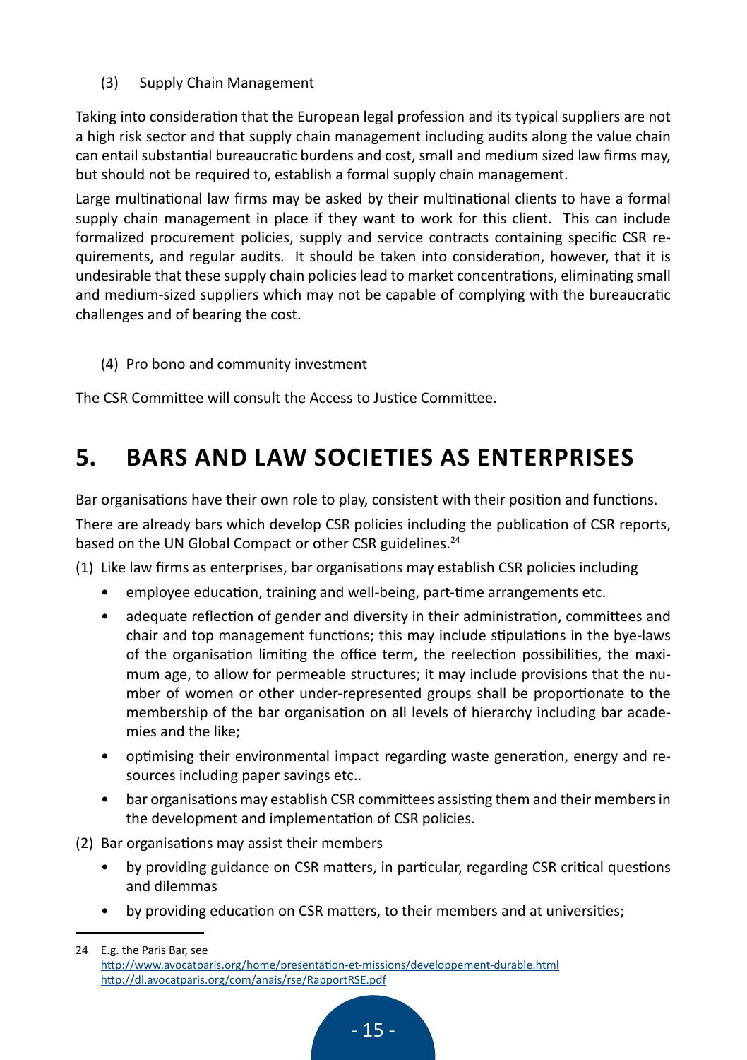(3) Supply Chain Management

Taking into consideration that the European legal profession and its typical suppliers are not a high risk sector and that supply chain management including audits along the value chain can entail substantial bureaucratic burdens and cost, small and medium sized law firms may, but should not be required to, establish a formal supply chain management.

Large multinational law firms may be asked by their multinational clients to have a formal supply chain management in place if they want to work for this client. This can include formalized procurement policies, supply and service contracts containing specific CSR requirements, and regular audits. It should be taken into consideration, however, that it is undesirable that these supply chain policies lead to market concentrations, eliminating small and medium-sized suppliers which may not be capable of complying with the bureaucratic challenges and of bearing the cost.

(4) Pro bono and community investment

The CSR Committee will consult the Access to Justice Committee.

## 5. BARS AND LAW SOCIETIES AS ENTERPRISES

Bar organisations have their own role to play, consistent with their position and functions.

There are already bars which develop CSR policies including the publication of CSR reports, based on the UN Global Compact or other CSR guidelines.[24]

(1) Like law firms as enterprises, bar organisations may establish CSR policies including

- employee education, training and well-being, part-time arrangements etc.
- adequate reflection of gender and diversity in their administration, committees and chair and top management functions; this may include stipulations in the bye-laws of the organisation limiting the office term, the reelection possibilities, the maximum age, to allow for permeable structures; it may include provisions that the number of women or other under-represented groups shall be proportionate to the membership of the bar organisation on all levels of hierarchy including bar academies and the like;
- optimising their environmental impact regarding waste generation, energy and resources including paper savings etc..
- bar organisations may establish CSR committees assisting them and their members in the development and implementation of CSR policies.

(2) Bar organisations may assist their members

- by providing guidance on CSR matters, in particular, regarding CSR critical questions and dilemmas
- by providing education on CSR matters, to their members and at universities;

---

24 E.g. the Paris Bar, see
http://www.avocatparis.org/home/presentation-et-missions/developpement-durable.html
http://dl.avocatparis.org/com/anais/rse/RapportRSE.pdf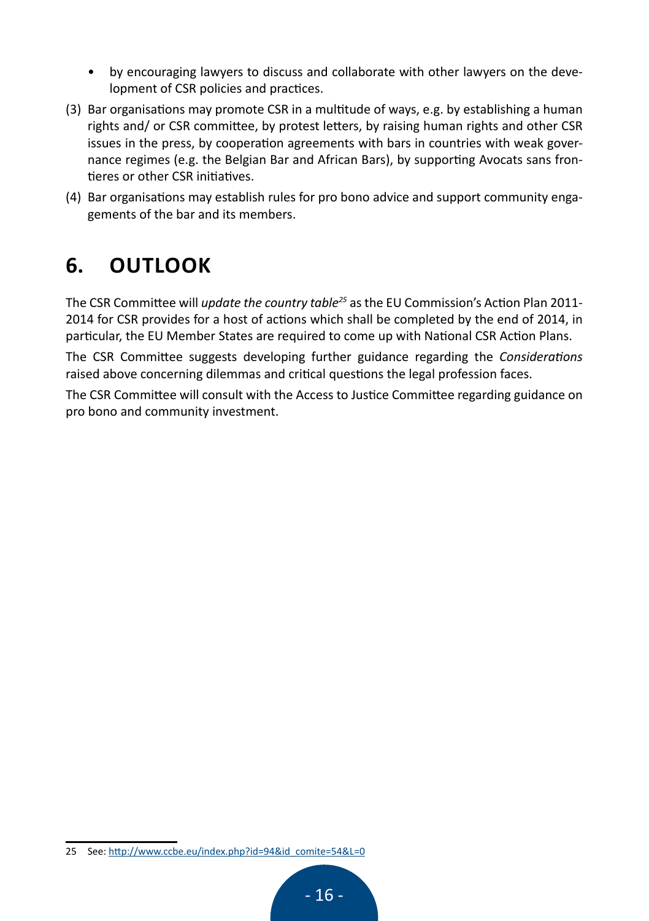- by encouraging lawyers to discuss and collaborate with other lawyers on the development of CSR policies and practices.

(3) Bar organisations may promote CSR in a multitude of ways, e.g. by establishing a human rights and/ or CSR committee, by protest letters, by raising human rights and other CSR issues in the press, by cooperation agreements with bars in countries with weak governance regimes (e.g. the Belgian Bar and African Bars), by supporting Avocats sans frontieres or other CSR initiatives.

(4) Bar organisations may establish rules for pro bono advice and support community engagements of the bar and its members.

# 6. OUTLOOK

The CSR Committee will *update the country table*[25] as the EU Commission's Action Plan 2011-2014 for CSR provides for a host of actions which shall be completed by the end of 2014, in particular, the EU Member States are required to come up with National CSR Action Plans.

The CSR Committee suggests developing further guidance regarding the *Considerations* raised above concerning dilemmas and critical questions the legal profession faces.

The CSR Committee will consult with the Access to Justice Committee regarding guidance on pro bono and community investment.

---

25 See: http://www.ccbe.eu/index.php?id=94&id_comite=54&L=0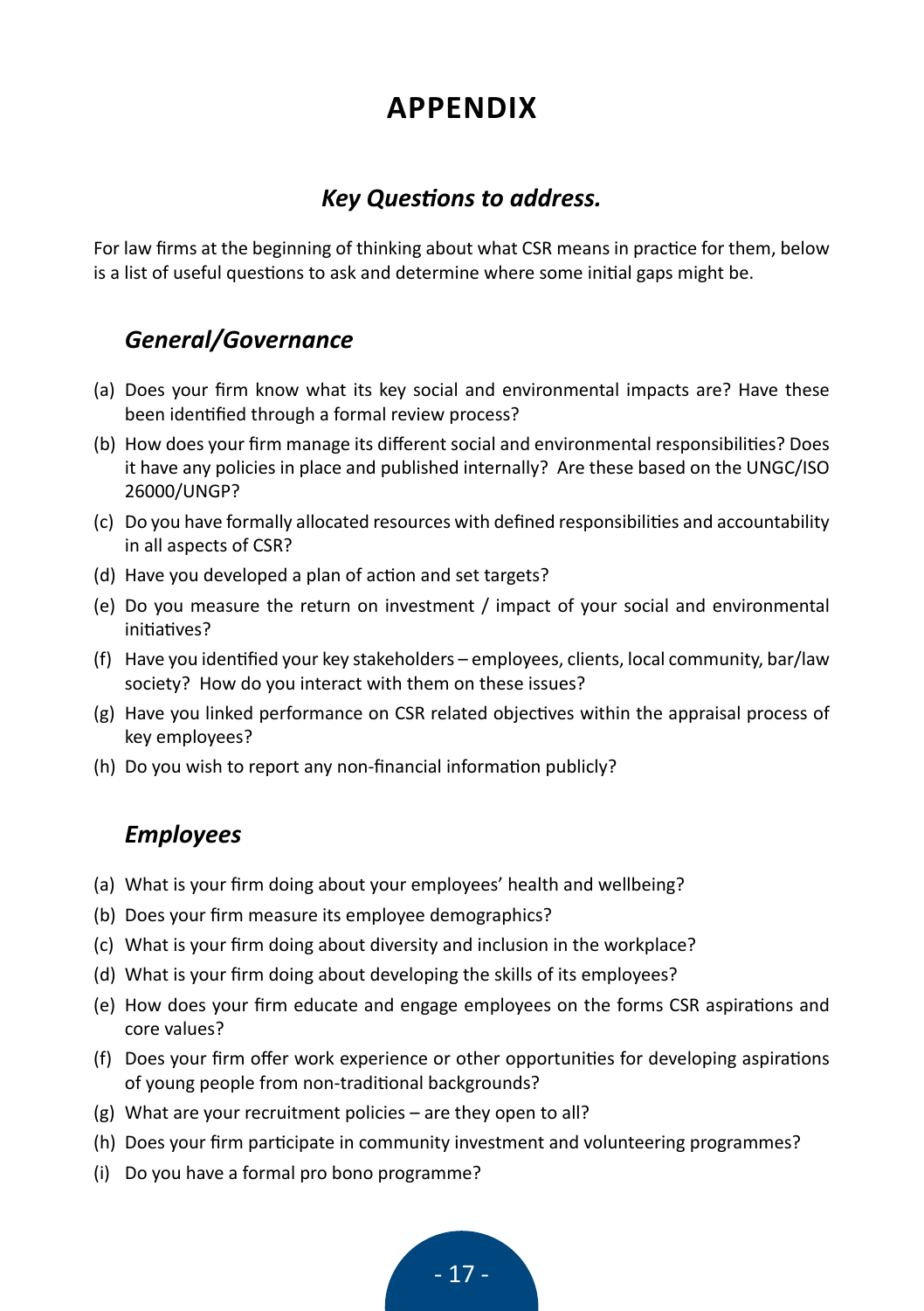# APPENDIX

## *Key Questions to address.*

For law firms at the beginning of thinking about what CSR means in practice for them, below is a list of useful questions to ask and determine where some initial gaps might be.

### *General/Governance*

(a) Does your firm know what its key social and environmental impacts are? Have these been identified through a formal review process?

(b) How does your firm manage its different social and environmental responsibilities? Does it have any policies in place and published internally? Are these based on the UNGC/ISO 26000/UNGP?

(c) Do you have formally allocated resources with defined responsibilities and accountability in all aspects of CSR?

(d) Have you developed a plan of action and set targets?

(e) Do you measure the return on investment / impact of your social and environmental initiatives?

(f) Have you identified your key stakeholders – employees, clients, local community, bar/law society? How do you interact with them on these issues?

(g) Have you linked performance on CSR related objectives within the appraisal process of key employees?

(h) Do you wish to report any non-financial information publicly?

### *Employees*

(a) What is your firm doing about your employees' health and wellbeing?

(b) Does your firm measure its employee demographics?

(c) What is your firm doing about diversity and inclusion in the workplace?

(d) What is your firm doing about developing the skills of its employees?

(e) How does your firm educate and engage employees on the forms CSR aspirations and core values?

(f) Does your firm offer work experience or other opportunities for developing aspirations of young people from non-traditional backgrounds?

(g) What are your recruitment policies – are they open to all?

(h) Does your firm participate in community investment and volunteering programmes?

(i) Do you have a formal pro bono programme?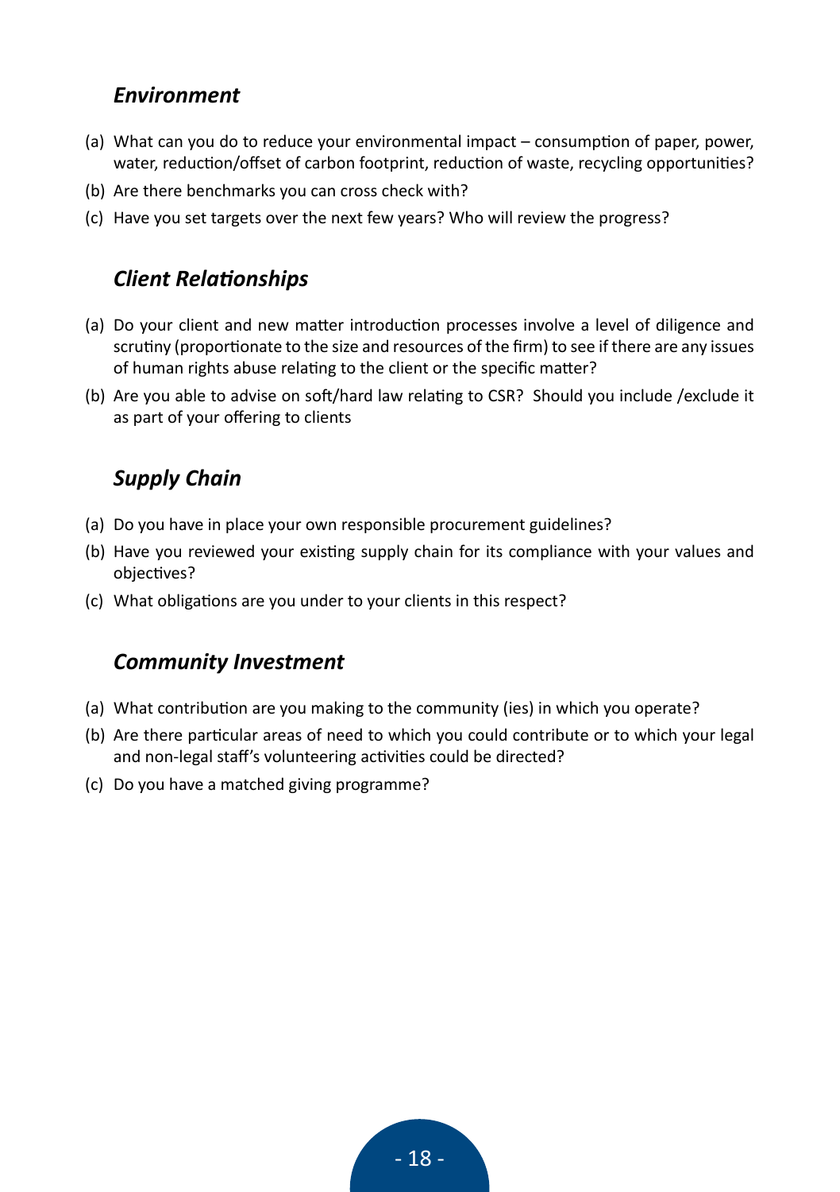### *Environment*

(a) What can you do to reduce your environmental impact – consumption of paper, power, water, reduction/offset of carbon footprint, reduction of waste, recycling opportunities?

(b) Are there benchmarks you can cross check with?

(c) Have you set targets over the next few years? Who will review the progress?

### *Client Relationships*

(a) Do your client and new matter introduction processes involve a level of diligence and scrutiny (proportionate to the size and resources of the firm) to see if there are any issues of human rights abuse relating to the client or the specific matter?

(b) Are you able to advise on soft/hard law relating to CSR? Should you include /exclude it as part of your offering to clients

### *Supply Chain*

(a) Do you have in place your own responsible procurement guidelines?

(b) Have you reviewed your existing supply chain for its compliance with your values and objectives?

(c) What obligations are you under to your clients in this respect?

### *Community Investment*

(a) What contribution are you making to the community (ies) in which you operate?

(b) Are there particular areas of need to which you could contribute or to which your legal and non-legal staff's volunteering activities could be directed?

(c) Do you have a matched giving programme?